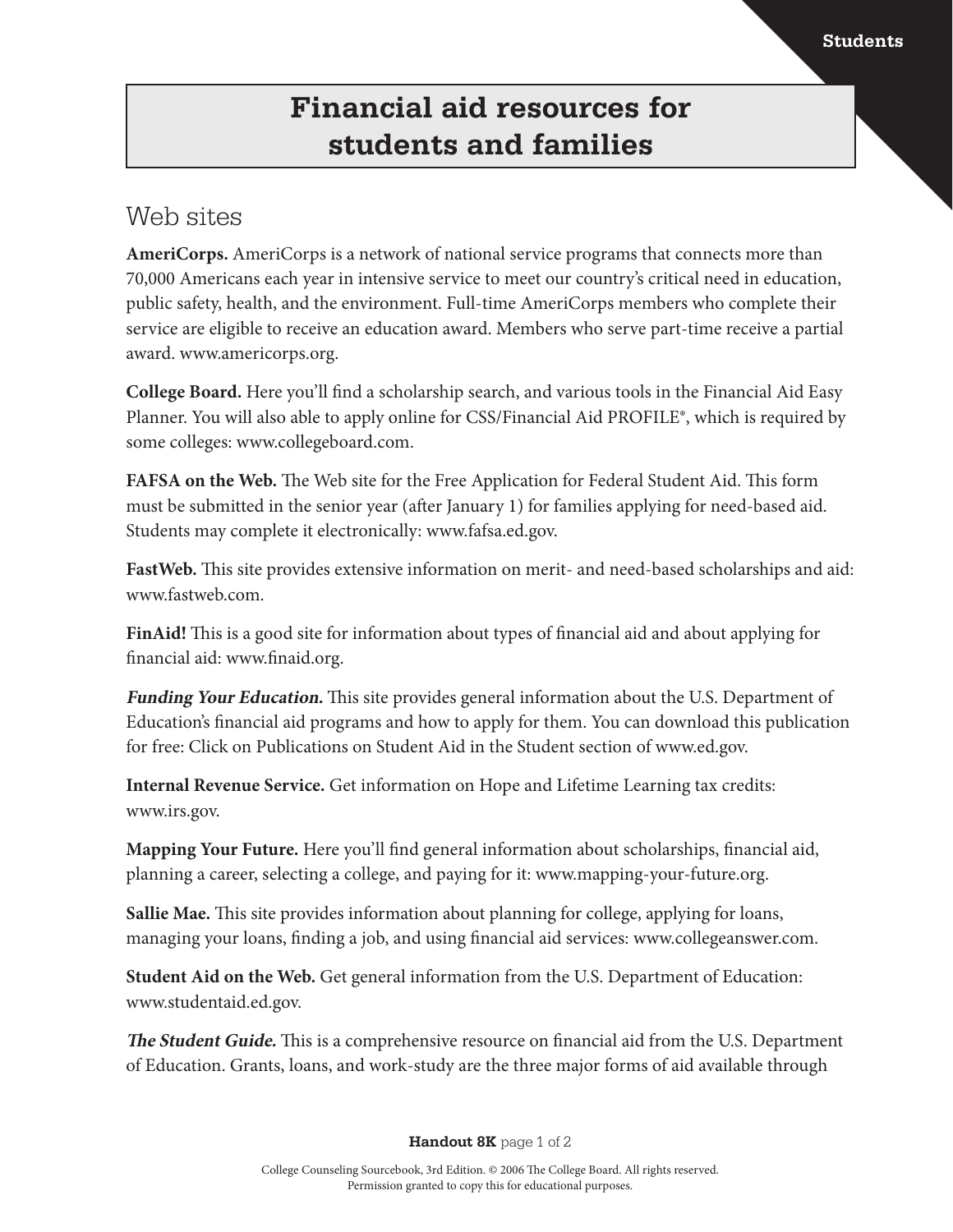# Financial aid resources for students and families

## Web sites

**AmeriCorps.** AmeriCorps is a network of national service programs that connects more than 70,000 Americans each year in intensive service to meet our country's critical need in education, public safety, health, and the environment. Full-time AmeriCorps members who complete their service are eligible to receive an education award. Members who serve part-time receive a partial award. www.americorps.org.

**College Board.** Here you'll find a scholarship search, and various tools in the Financial Aid Easy Planner. You will also able to apply online for CSS/Financial Aid PROFILE®, which is required by some colleges: www.collegeboard.com.

**FAFSA on the Web.** The Web site for the Free Application for Federal Student Aid. This form must be submitted in the senior year (after January 1) for families applying for need-based aid. Students may complete it electronically: www.fafsa.ed.gov.

**FastWeb.** This site provides extensive information on merit- and need-based scholarships and aid: www.fastweb.com.

**FinAid!** This is a good site for information about types of financial aid and about applying for financial aid: www.finaid.org.

***Funding Your Education.*** This site provides general information about the U.S. Department of Education's financial aid programs and how to apply for them. You can download this publication for free: Click on Publications on Student Aid in the Student section of www.ed.gov.

**Internal Revenue Service.** Get information on Hope and Lifetime Learning tax credits: www.irs.gov.

**Mapping Your Future.** Here you'll find general information about scholarships, financial aid, planning a career, selecting a college, and paying for it: www.mapping-your-future.org.

**Sallie Mae.** This site provides information about planning for college, applying for loans, managing your loans, finding a job, and using financial aid services: www.collegeanswer.com.

**Student Aid on the Web.** Get general information from the U.S. Department of Education: www.studentaid.ed.gov.

***The Student Guide.*** This is a comprehensive resource on financial aid from the U.S. Department of Education. Grants, loans, and work-study are the three major forms of aid available through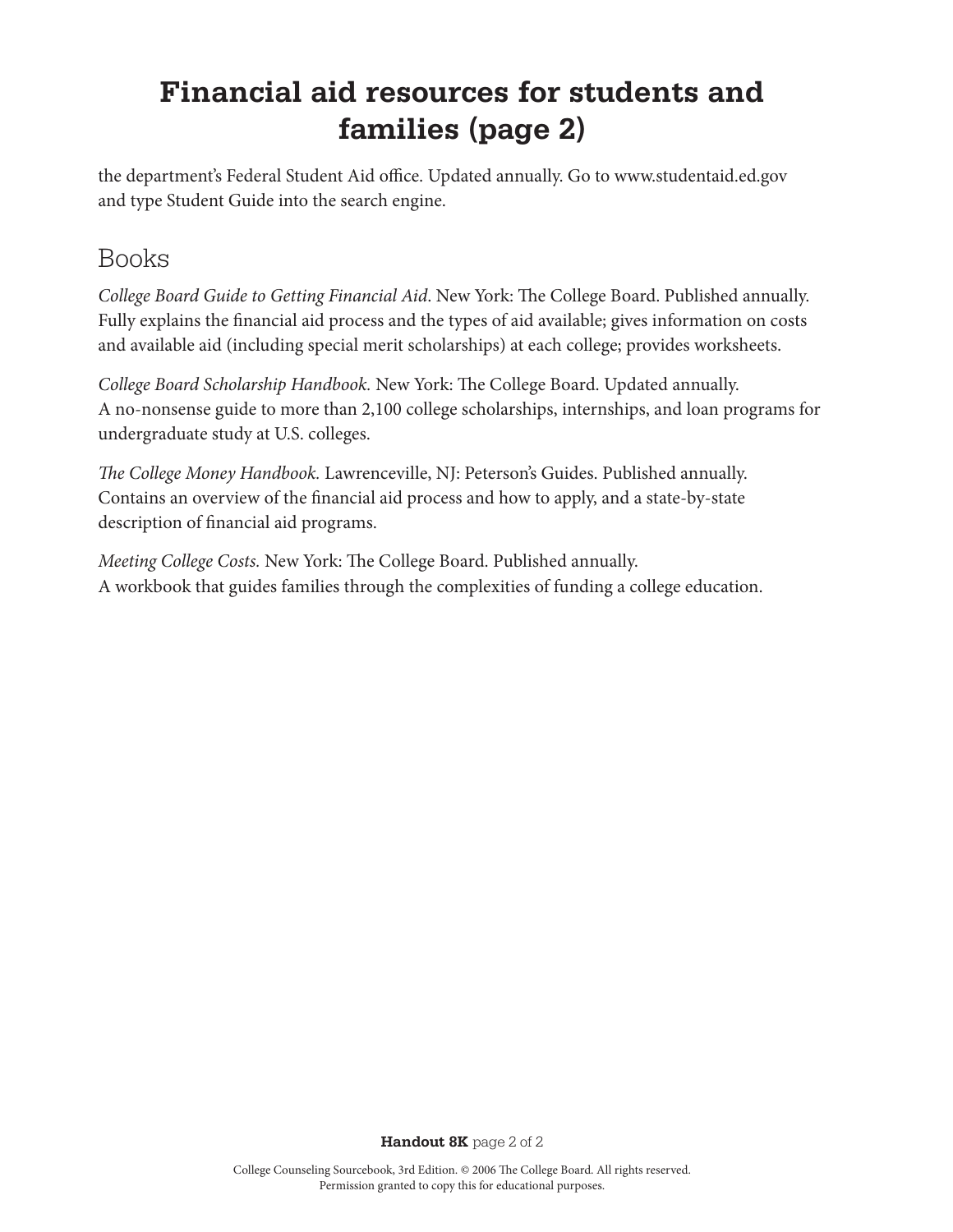the department's Federal Student Aid office. Updated annually. Go to www.studentaid.ed.gov and type Student Guide into the search engine.

## Books

*College Board Guide to Getting Financial Aid*. New York: The College Board. Published annually. Fully explains the financial aid process and the types of aid available; gives information on costs and available aid (including special merit scholarships) at each college; provides worksheets.

*College Board Scholarship Handbook.* New York: The College Board. Updated annually. A no-nonsense guide to more than 2,100 college scholarships, internships, and loan programs for undergraduate study at U.S. colleges.

*The College Money Handbook.* Lawrenceville, NJ: Peterson's Guides. Published annually. Contains an overview of the financial aid process and how to apply, and a state-by-state description of financial aid programs.

*Meeting College Costs.* New York: The College Board. Published annually. A workbook that guides families through the complexities of funding a college education.